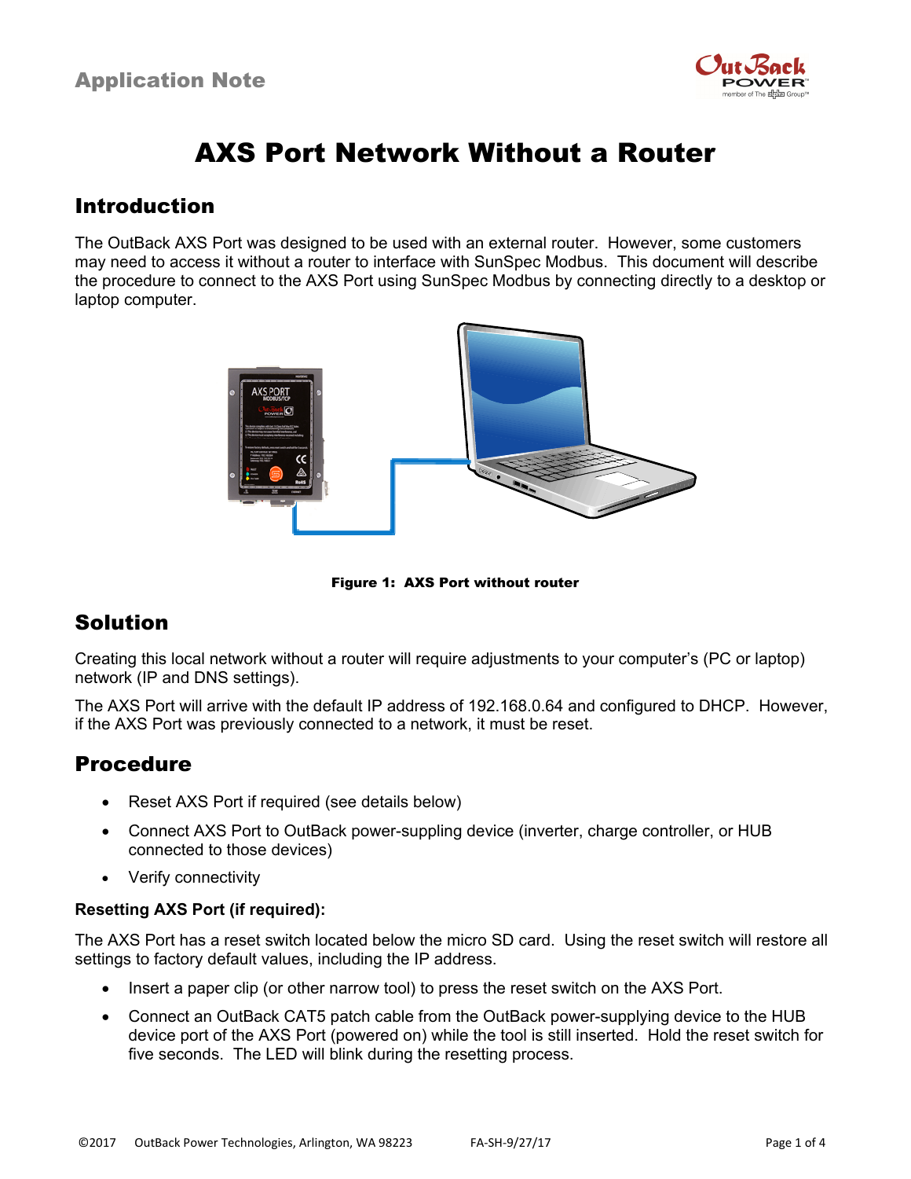Application Note

# AXS Port Network Without a Router

## Introduction

The OutBack AXS Port was designed to be used with an external router. However, some customers may need to access it without a router to interface with SunSpec Modbus. This document will describe the procedure to connect to the AXS Port using SunSpec Modbus by connecting directly to a desktop or laptop computer.

**Figure 1: AXS Port without router**

## Solution

Creating this local network without a router will require adjustments to your computer's (PC or laptop) network (IP and DNS settings).

The AXS Port will arrive with the default IP address of 192.168.0.64 and configured to DHCP. However, if the AXS Port was previously connected to a network, it must be reset.

## Procedure

- Reset AXS Port if required (see details below)
- Connect AXS Port to OutBack power-suppling device (inverter, charge controller, or HUB connected to those devices)
- Verify connectivity

**Resetting AXS Port (if required):**

The AXS Port has a reset switch located below the micro SD card. Using the reset switch will restore all settings to factory default values, including the IP address.

- Insert a paper clip (or other narrow tool) to press the reset switch on the AXS Port.
- Connect an OutBack CAT5 patch cable from the OutBack power-supplying device to the HUB device port of the AXS Port (powered on) while the tool is still inserted. Hold the reset switch for five seconds. The LED will blink during the resetting process.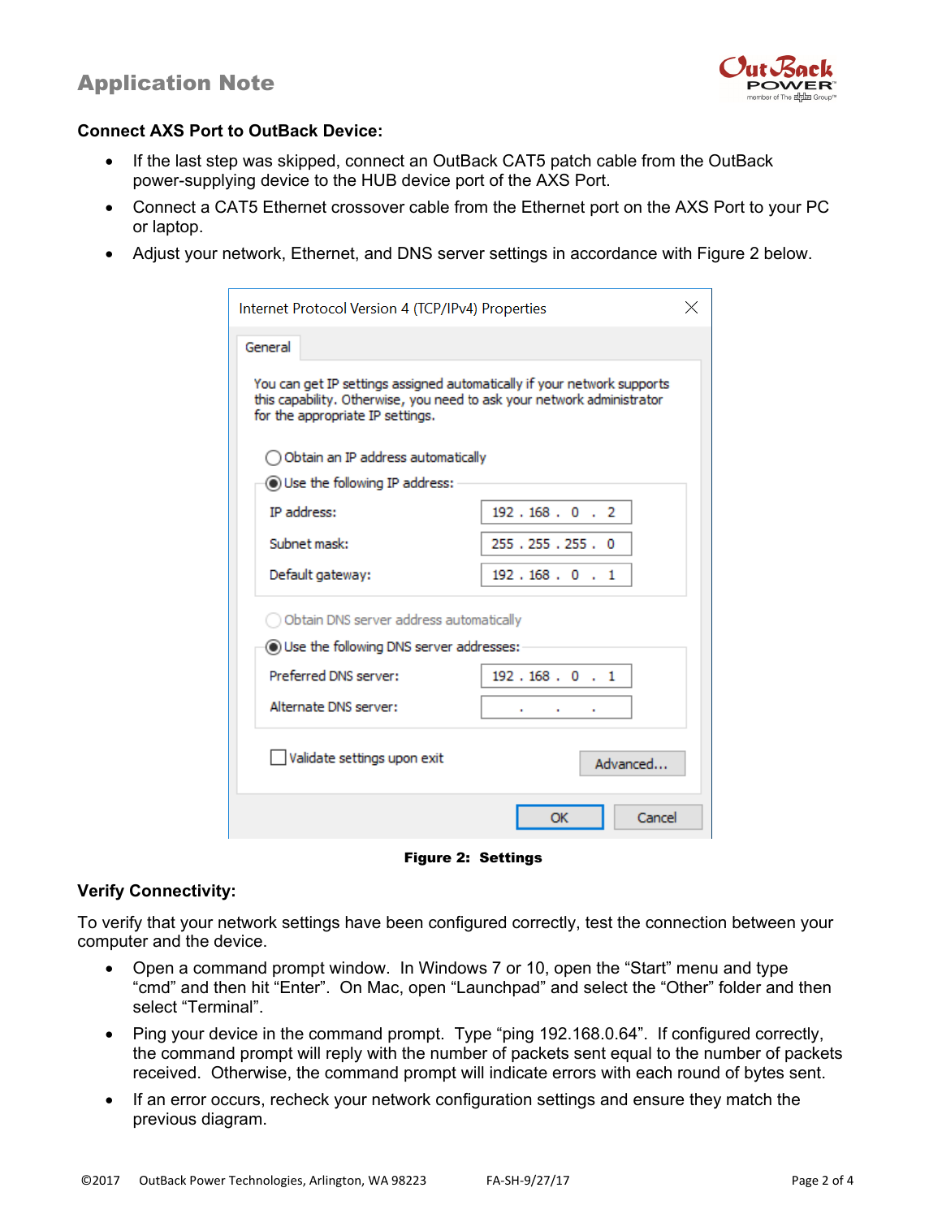## Connect AXS Port to OutBack Device:

- If the last step was skipped, connect an OutBack CAT5 patch cable from the OutBack power-supplying device to the HUB device port of the AXS Port.
- Connect a CAT5 Ethernet crossover cable from the Ethernet port on the AXS Port to your PC or laptop.
- Adjust your network, Ethernet, and DNS server settings in accordance with Figure 2 below.

Internet Protocol Version 4 (TCP/IPv4) Properties

General

You can get IP settings assigned automatically if your network supports this capability. Otherwise, you need to ask your network administrator for the appropriate IP settings.

Obtain an IP address automatically

Use the following IP address:

IP address: 192 . 168 . 0 . 2

Subnet mask: 255 . 255 . 255 . 0

Default gateway: 192 . 168 . 0 . 1

Obtain DNS server address automatically

Use the following DNS server addresses:

Preferred DNS server: 192 . 168 . 0 . 1

Alternate DNS server: . . .

Validate settings upon exit

Advanced...

OK

Cancel

**Figure 2: Settings**

## Verify Connectivity:

To verify that your network settings have been configured correctly, test the connection between your computer and the device.

- Open a command prompt window. In Windows 7 or 10, open the "Start" menu and type "cmd" and then hit "Enter". On Mac, open "Launchpad" and select the "Other" folder and then select "Terminal".
- Ping your device in the command prompt. Type "ping 192.168.0.64". If configured correctly, the command prompt will reply with the number of packets sent equal to the number of packets received. Otherwise, the command prompt will indicate errors with each round of bytes sent.
- If an error occurs, recheck your network configuration settings and ensure they match the previous diagram.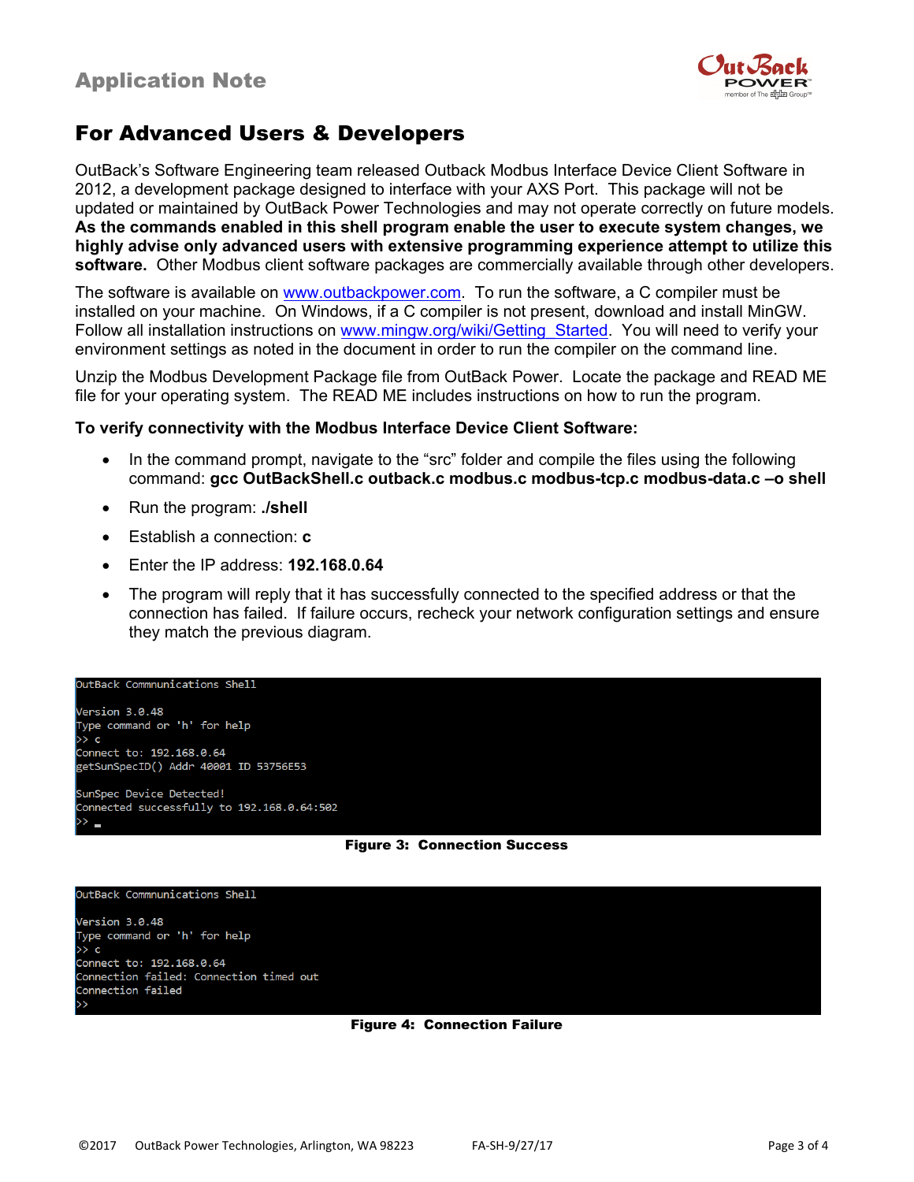## Application Note

# For Advanced Users & Developers

OutBack's Software Engineering team released Outback Modbus Interface Device Client Software in 2012, a development package designed to interface with your AXS Port. This package will not be updated or maintained by OutBack Power Technologies and may not operate correctly on future models. **As the commands enabled in this shell program enable the user to execute system changes, we highly advise only advanced users with extensive programming experience attempt to utilize this software.** Other Modbus client software packages are commercially available through other developers.

The software is available on [www.outbackpower.com](http://www.outbackpower.com). To run the software, a C compiler must be installed on your machine. On Windows, if a C compiler is not present, download and install MinGW. Follow all installation instructions on [www.mingw.org/wiki/Getting_Started](http://www.mingw.org/wiki/Getting_Started). You will need to verify your environment settings as noted in the document in order to run the compiler on the command line.

Unzip the Modbus Development Package file from OutBack Power. Locate the package and READ ME file for your operating system. The READ ME includes instructions on how to run the program.

**To verify connectivity with the Modbus Interface Device Client Software:**

- In the command prompt, navigate to the "src" folder and compile the files using the following command: **gcc OutBackShell.c outback.c modbus.c modbus-tcp.c modbus-data.c –o shell**
- Run the program: **./shell**
- Establish a connection: **c**
- Enter the IP address: **192.168.0.64**
- The program will reply that it has successfully connected to the specified address or that the connection has failed. If failure occurs, recheck your network configuration settings and ensure they match the previous diagram.

```
OutBack Commnunications Shell

Version 3.0.48
Type command or 'h' for help
>> c
Connect to: 192.168.0.64
getSunSpecID() Addr 40001 ID 53756E53

SunSpec Device Detected!
Connected successfully to 192.168.0.64:502
>> _
```

**Figure 3: Connection Success**

```
OutBack Commnunications Shell

Version 3.0.48
Type command or 'h' for help
>> c
Connect to: 192.168.0.64
Connection failed: Connection timed out
Connection failed
>>
```

**Figure 4: Connection Failure**

©2017 OutBack Power Technologies, Arlington, WA 98223 FA-SH-9/27/17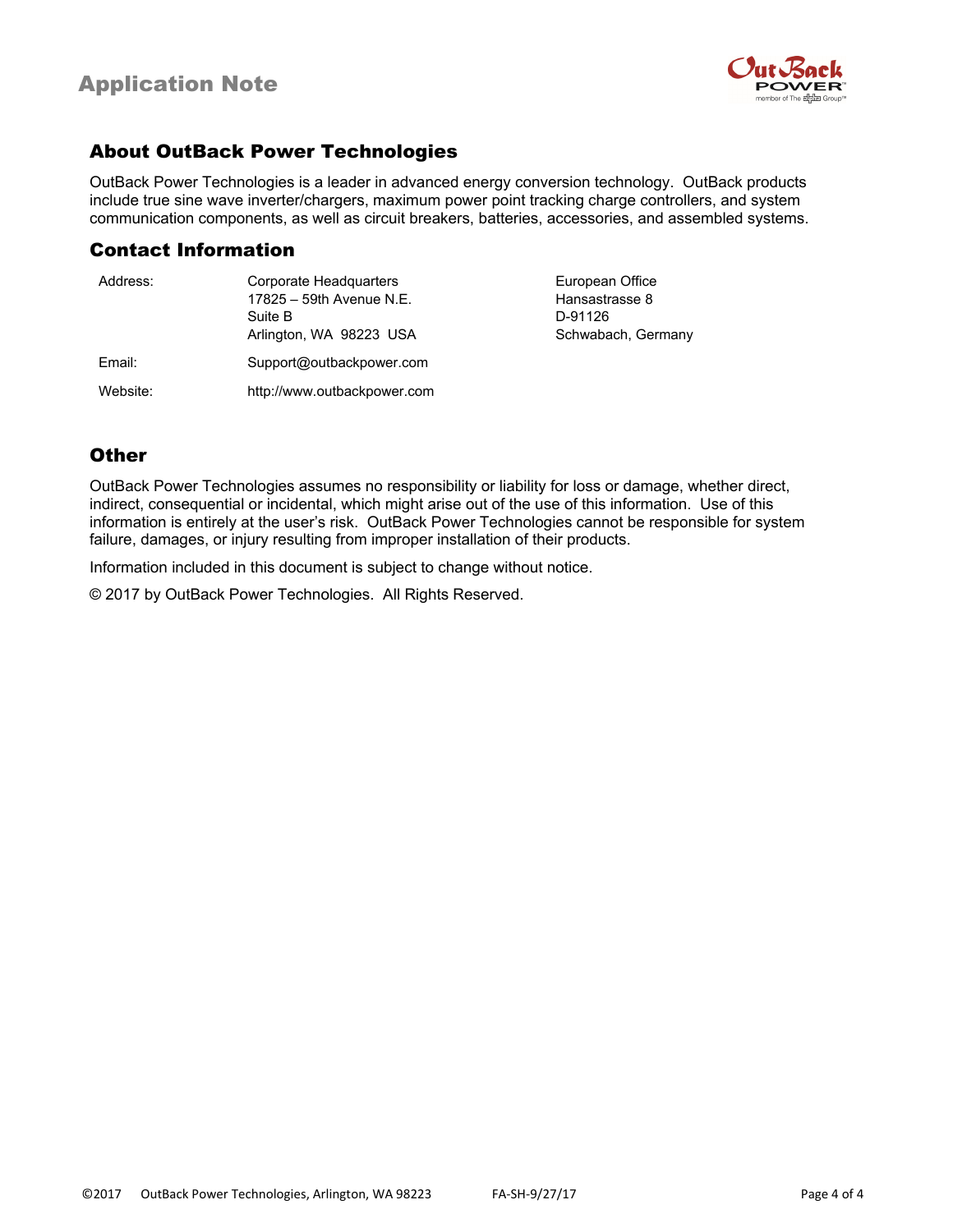## About OutBack Power Technologies

OutBack Power Technologies is a leader in advanced energy conversion technology. OutBack products include true sine wave inverter/chargers, maximum power point tracking charge controllers, and system communication components, as well as circuit breakers, batteries, accessories, and assembled systems.

## Contact Information

| | | |
|---|---|---|
| Address: | Corporate Headquarters<br>17825 – 59th Avenue N.E.<br>Suite B<br>Arlington, WA 98223 USA | European Office<br>Hansastrasse 8<br>D-91126<br>Schwabach, Germany |
| Email: | Support@outbackpower.com | |
| Website: | http://www.outbackpower.com | |

## Other

OutBack Power Technologies assumes no responsibility or liability for loss or damage, whether direct, indirect, consequential or incidental, which might arise out of the use of this information. Use of this information is entirely at the user's risk. OutBack Power Technologies cannot be responsible for system failure, damages, or injury resulting from improper installation of their products.

Information included in this document is subject to change without notice.

© 2017 by OutBack Power Technologies. All Rights Reserved.